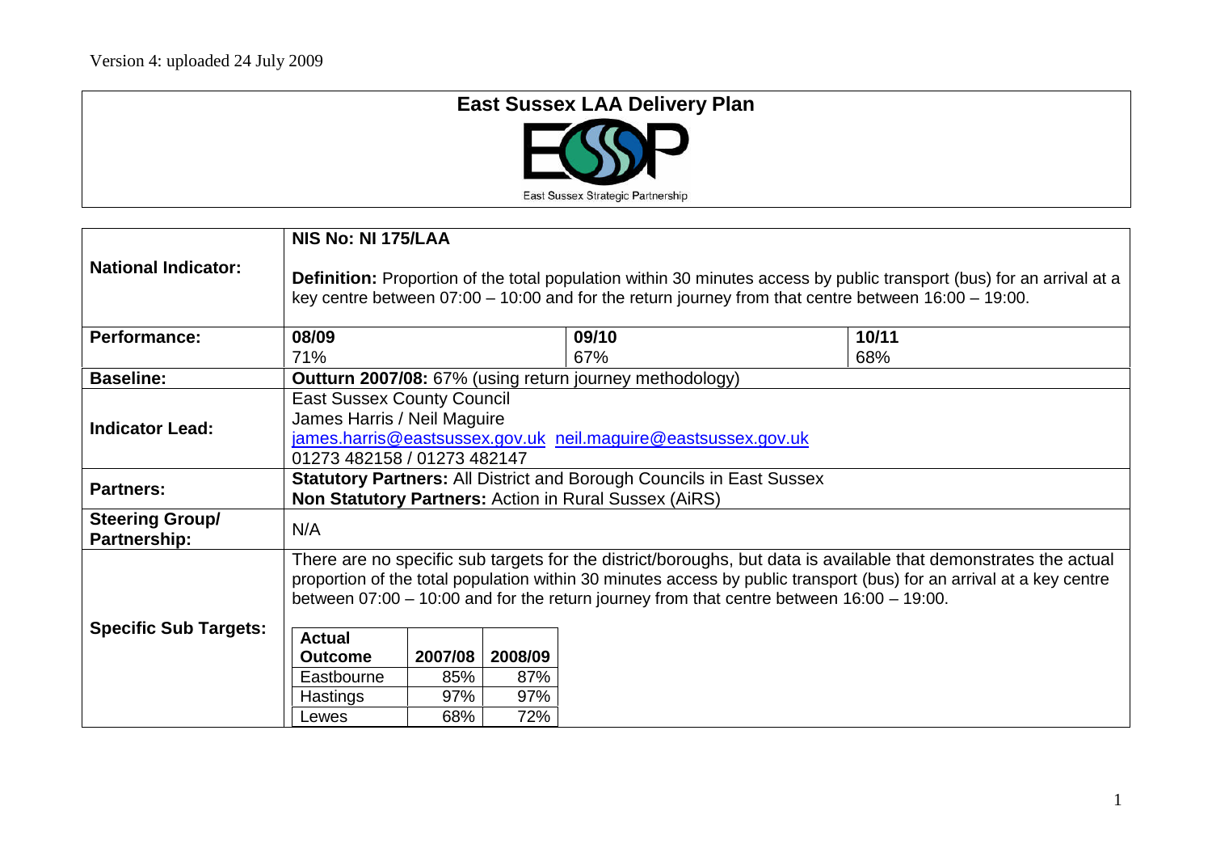Version 4: uploaded 24 July 2009

# East Sussex LAA Delivery Plan

East Sussex Strategic Partnership

| | | | |
|---|---|---|---|
| **National Indicator:** | **NIS No: NI 175/LAA**<br><br>**Definition:** Proportion of the total population within 30 minutes access by public transport (bus) for an arrival at a key centre between 07:00 – 10:00 and for the return journey from that centre between 16:00 – 19:00. | | |
| **Performance:** | **08/09**<br>71% | **09/10**<br>67% | **10/11**<br>68% |
| **Baseline:** | **Outturn 2007/08:** 67% (using return journey methodology) | | |
| **Indicator Lead:** | East Sussex County Council<br>James Harris / Neil Maguire<br>james.harris@eastsussex.gov.uk neil.maguire@eastsussex.gov.uk<br>01273 482158 / 01273 482147 | | |
| **Partners:** | **Statutory Partners:** All District and Borough Councils in East Sussex<br>**Non Statutory Partners:** Action in Rural Sussex (AiRS) | | |
| **Steering Group/ Partnership:** | N/A | | |
| **Specific Sub Targets:** | There are no specific sub targets for the district/boroughs, but data is available that demonstrates the actual proportion of the total population within 30 minutes access by public transport (bus) for an arrival at a key centre between 07:00 – 10:00 and for the return journey from that centre between 16:00 – 19:00. | | |

| Actual Outcome | 2007/08 | 2008/09 |
|---|---|---|
| Eastbourne | 85% | 87% |
| Hastings | 97% | 97% |
| Lewes | 68% | 72% |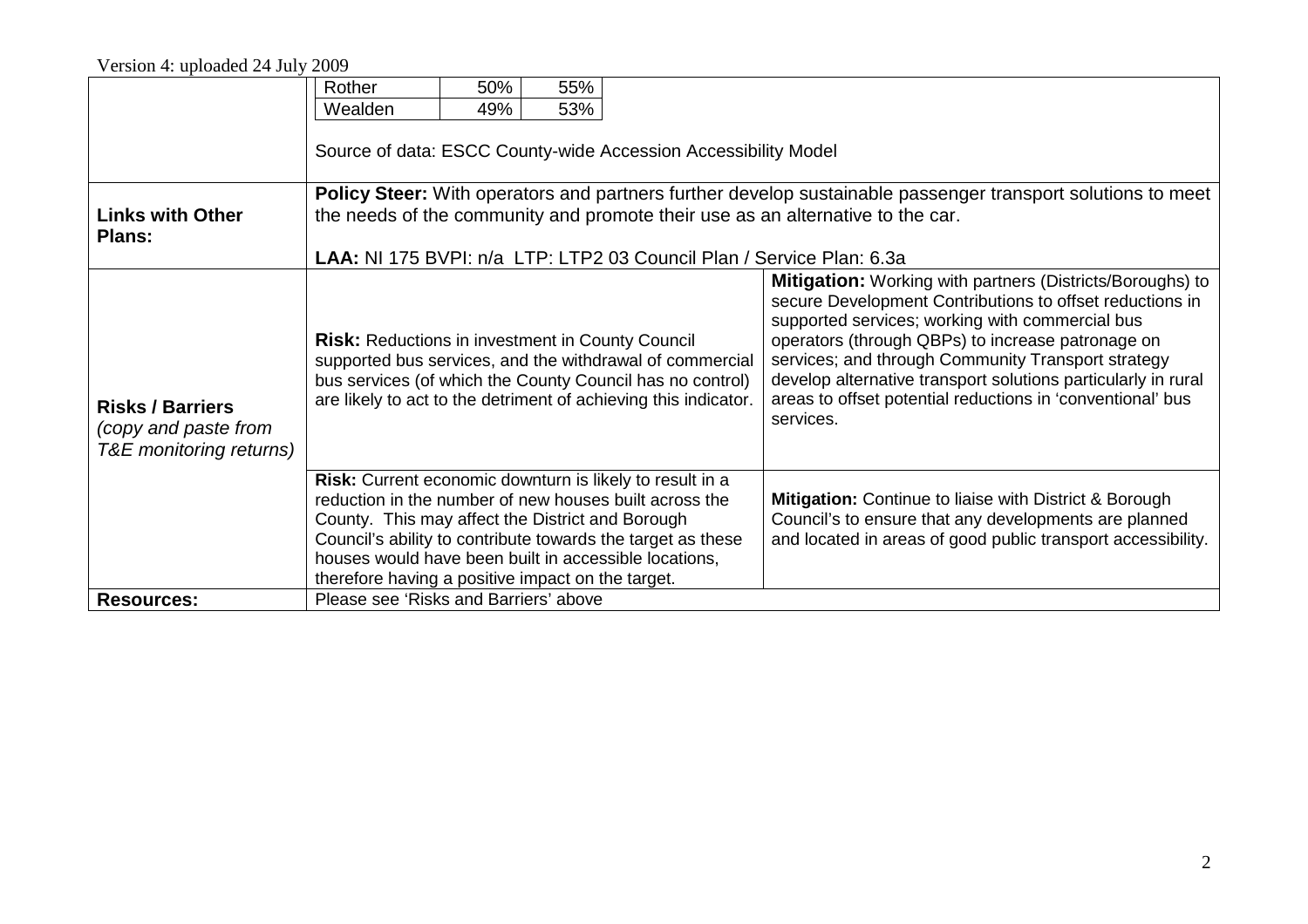Version 4: uploaded 24 July 2009

| | | |
|---|---|---|
| | Rother 50% 55%<br>Wealden 49% 53%<br><br>Source of data: ESCC County-wide Accession Accessibility Model | |
| **Links with Other Plans:** | **Policy Steer:** With operators and partners further develop sustainable passenger transport solutions to meet the needs of the community and promote their use as an alternative to the car.<br><br>**LAA:** NI 175 BVPI: n/a LTP: LTP2 03 Council Plan / Service Plan: 6.3a | |
| **Risks / Barriers** *(copy and paste from T&E monitoring returns)* | **Risk:** Reductions in investment in County Council supported bus services, and the withdrawal of commercial bus services (of which the County Council has no control) are likely to act to the detriment of achieving this indicator. | **Mitigation:** Working with partners (Districts/Boroughs) to secure Development Contributions to offset reductions in supported services; working with commercial bus operators (through QBPs) to increase patronage on services; and through Community Transport strategy develop alternative transport solutions particularly in rural areas to offset potential reductions in 'conventional' bus services. |
| | **Risk:** Current economic downturn is likely to result in a reduction in the number of new houses built across the County. This may affect the District and Borough Council's ability to contribute towards the target as these houses would have been built in accessible locations, therefore having a positive impact on the target. | **Mitigation:** Continue to liaise with District & Borough Council's to ensure that any developments are planned and located in areas of good public transport accessibility. |
| **Resources:** | Please see 'Risks and Barriers' above | |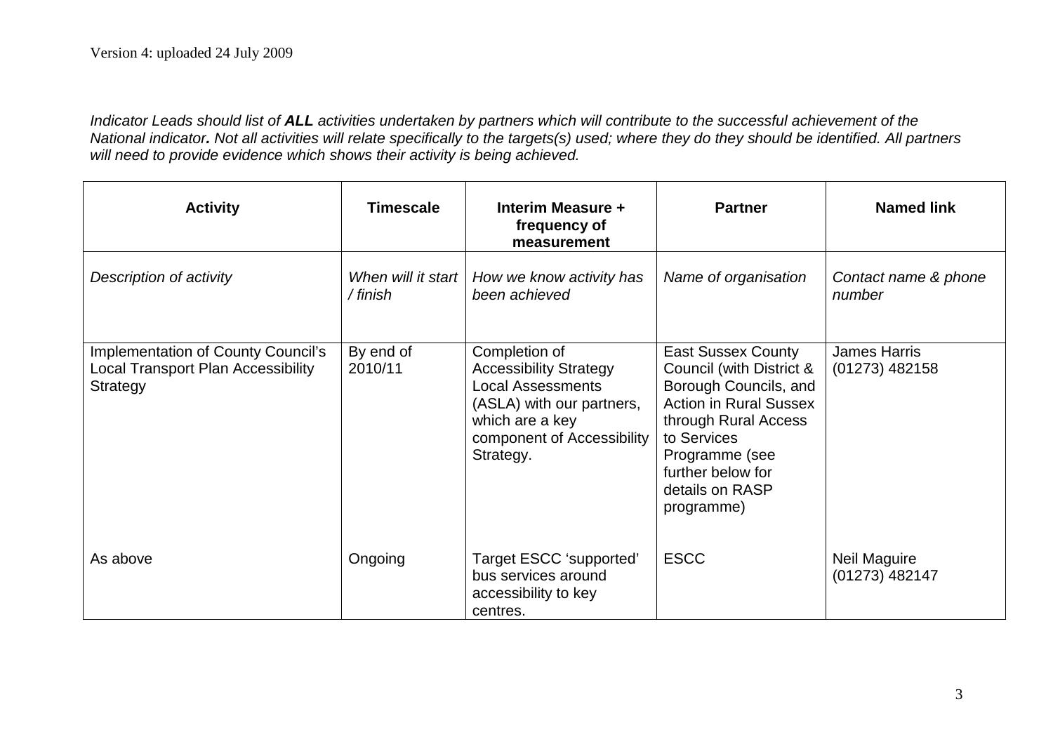Version 4: uploaded 24 July 2009

*Indicator Leads should list of **ALL** activities undertaken by partners which will contribute to the successful achievement of the National indicator**.** Not all activities will relate specifically to the targets(s) used; where they do they should be identified. All partners will need to provide evidence which shows their activity is being achieved.*

| Activity | Timescale | Interim Measure + frequency of measurement | Partner | Named link |
|---|---|---|---|---|
| *Description of activity* | *When will it start / finish* | *How we know activity has been achieved* | *Name of organisation* | *Contact name & phone number* |
| Implementation of County Council's Local Transport Plan Accessibility Strategy | By end of 2010/11 | Completion of Accessibility Strategy Local Assessments (ASLA) with our partners, which are a key component of Accessibility Strategy. | East Sussex County Council (with District & Borough Councils, and Action in Rural Sussex through Rural Access to Services Programme (see further below for details on RASP programme) | James Harris (01273) 482158 |
| As above | Ongoing | Target ESCC 'supported' bus services around accessibility to key centres. | ESCC | Neil Maguire (01273) 482147 |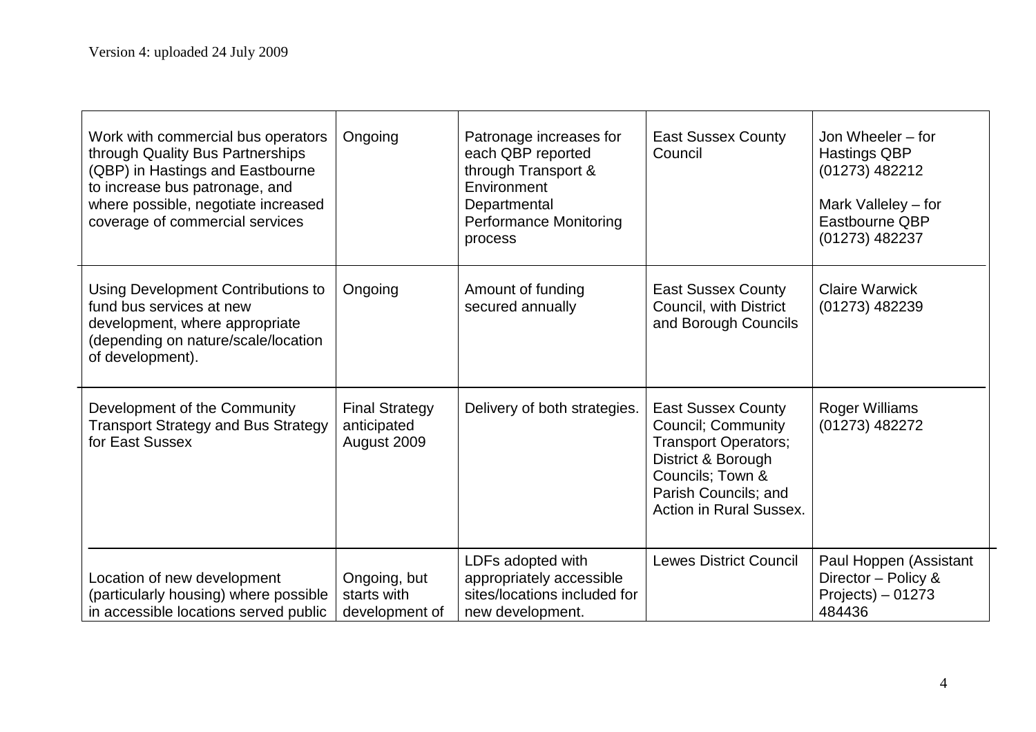| | | | | |
|---|---|---|---|---|
| Work with commercial bus operators through Quality Bus Partnerships (QBP) in Hastings and Eastbourne to increase bus patronage, and where possible, negotiate increased coverage of commercial services | Ongoing | Patronage increases for each QBP reported through Transport & Environment Departmental Performance Monitoring process | East Sussex County Council | Jon Wheeler – for Hastings QBP (01273) 482212<br><br>Mark Valleley – for Eastbourne QBP (01273) 482237 |
| Using Development Contributions to fund bus services at new development, where appropriate (depending on nature/scale/location of development). | Ongoing | Amount of funding secured annually | East Sussex County Council, with District and Borough Councils | Claire Warwick (01273) 482239 |
| Development of the Community Transport Strategy and Bus Strategy for East Sussex | Final Strategy anticipated August 2009 | Delivery of both strategies. | East Sussex County Council; Community Transport Operators; District & Borough Councils; Town & Parish Councils; and Action in Rural Sussex. | Roger Williams (01273) 482272 |
| Location of new development (particularly housing) where possible in accessible locations served public | Ongoing, but starts with development of | LDFs adopted with appropriately accessible sites/locations included for new development. | Lewes District Council | Paul Hoppen (Assistant Director – Policy & Projects) – 01273 484436 |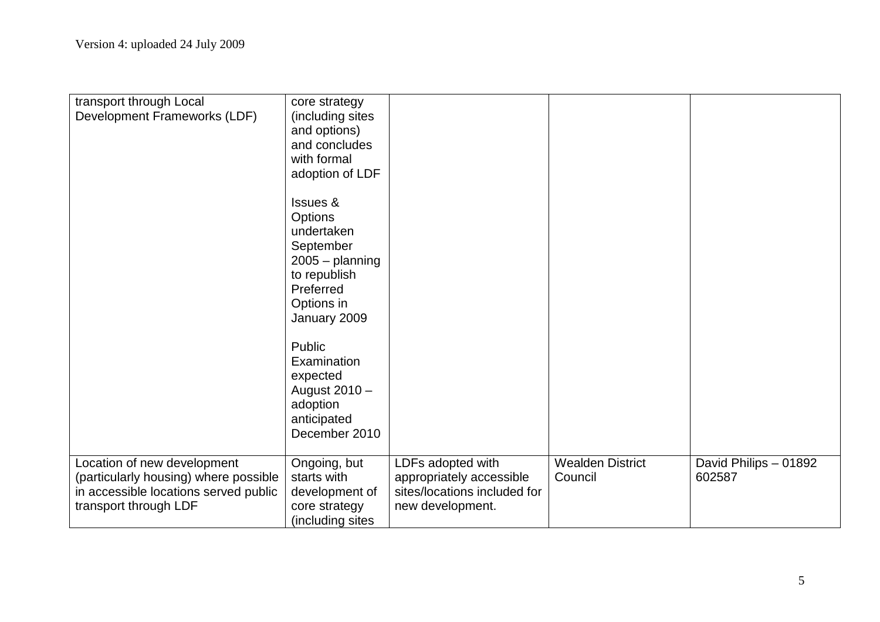| | | | | |
|---|---|---|---|---|
| transport through Local Development Frameworks (LDF) | core strategy (including sites and options) and concludes with formal adoption of LDF<br><br>Issues & Options undertaken September 2005 – planning to republish Preferred Options in January 2009<br><br>Public Examination expected August 2010 – adoption anticipated December 2010 | | | |
| Location of new development (particularly housing) where possible in accessible locations served public transport through LDF | Ongoing, but starts with development of core strategy (including sites | LDFs adopted with appropriately accessible sites/locations included for new development. | Wealden District Council | David Philips – 01892 602587 |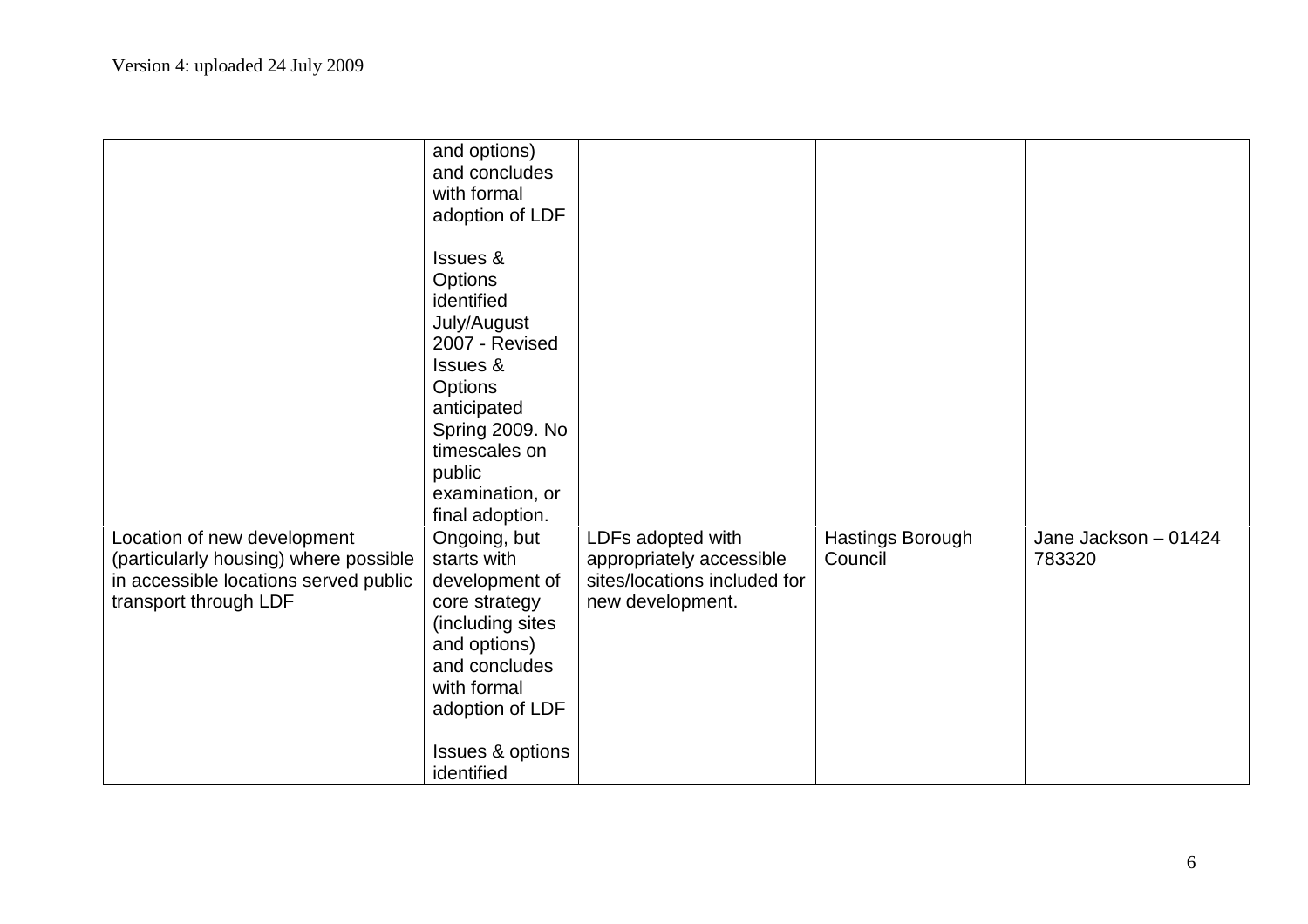Version 4: uploaded 24 July 2009

| | | | | |
|---|---|---|---|---|
| | and options) and concludes with formal adoption of LDF<br><br>Issues & Options identified July/August 2007 - Revised Issues & Options anticipated Spring 2009. No timescales on public examination, or final adoption. | | | |
| Location of new development (particularly housing) where possible in accessible locations served public transport through LDF | Ongoing, but starts with development of core strategy (including sites and options) and concludes with formal adoption of LDF<br><br>Issues & options identified | LDFs adopted with appropriately accessible sites/locations included for new development. | Hastings Borough Council | Jane Jackson – 01424 783320 |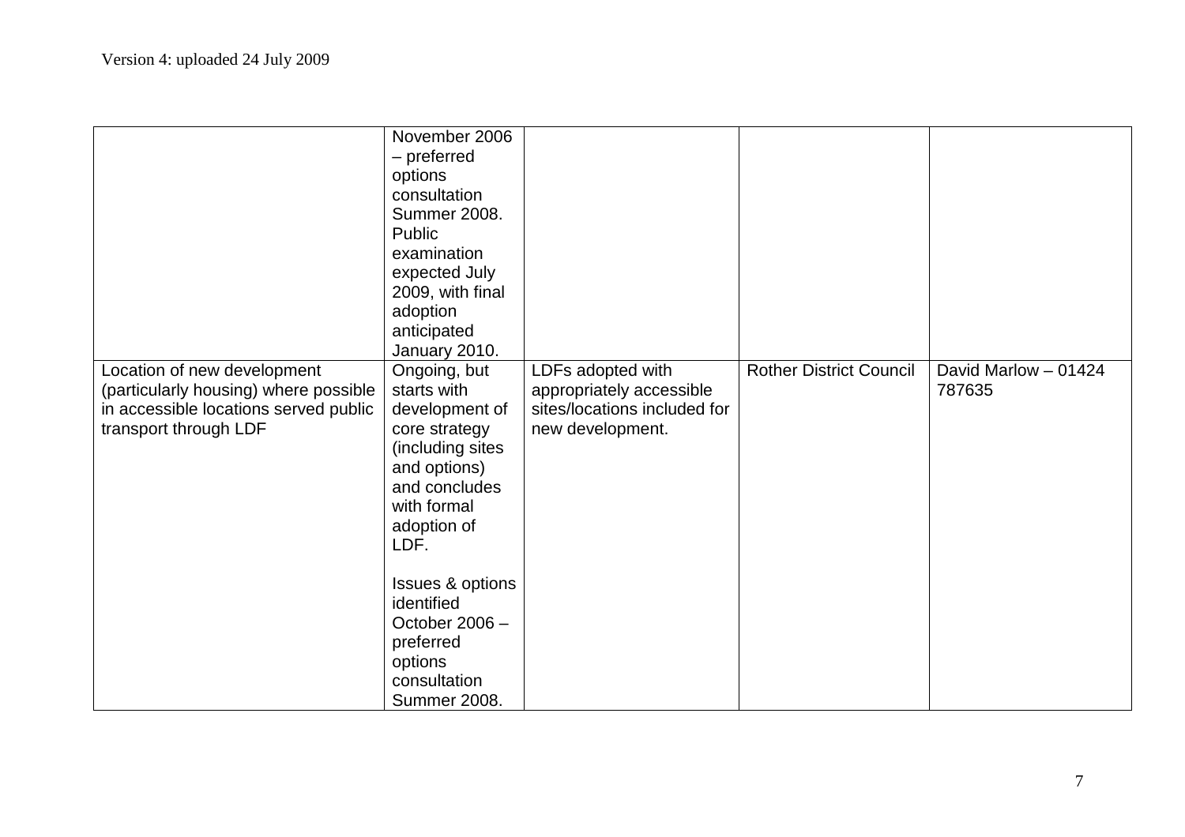| | | | | |
|---|---|---|---|---|
| | November 2006 – preferred options consultation Summer 2008. Public examination expected July 2009, with final adoption anticipated January 2010. | | | |
| Location of new development (particularly housing) where possible in accessible locations served public transport through LDF | Ongoing, but starts with development of core strategy (including sites and options) and concludes with formal adoption of LDF.<br><br>Issues & options identified October 2006 – preferred options consultation Summer 2008. | LDFs adopted with appropriately accessible sites/locations included for new development. | Rother District Council | David Marlow – 01424 787635 |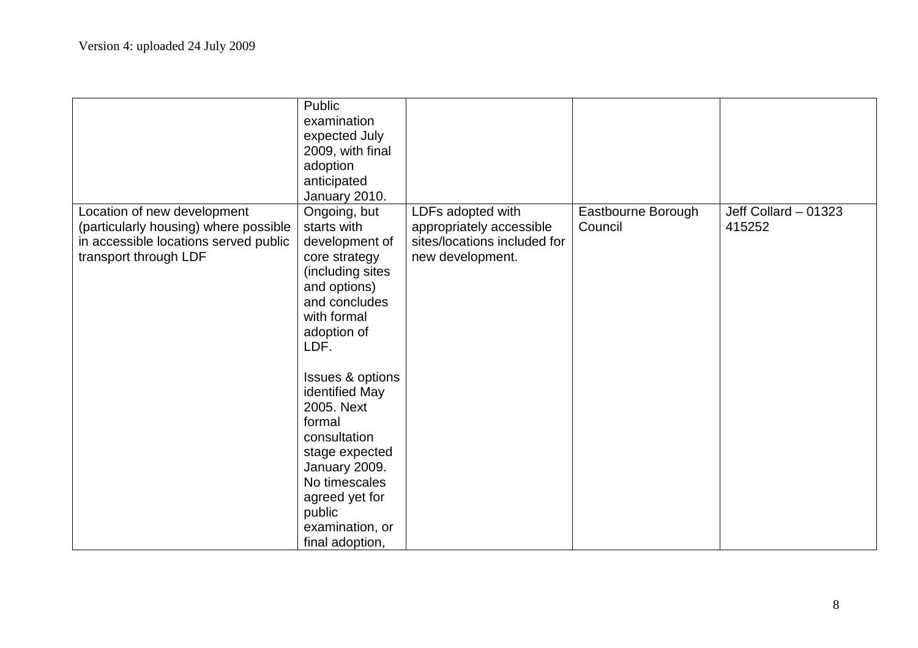Version 4: uploaded 24 July 2009

| | | | | |
|---|---|---|---|---|
| | Public examination expected July 2009, with final adoption anticipated January 2010. | | | |
| Location of new development (particularly housing) where possible in accessible locations served public transport through LDF | Ongoing, but starts with development of core strategy (including sites and options) and concludes with formal adoption of LDF.<br><br>Issues & options identified May 2005. Next formal consultation stage expected January 2009. No timescales agreed yet for public examination, or final adoption, | LDFs adopted with appropriately accessible sites/locations included for new development. | Eastbourne Borough Council | Jeff Collard – 01323 415252 |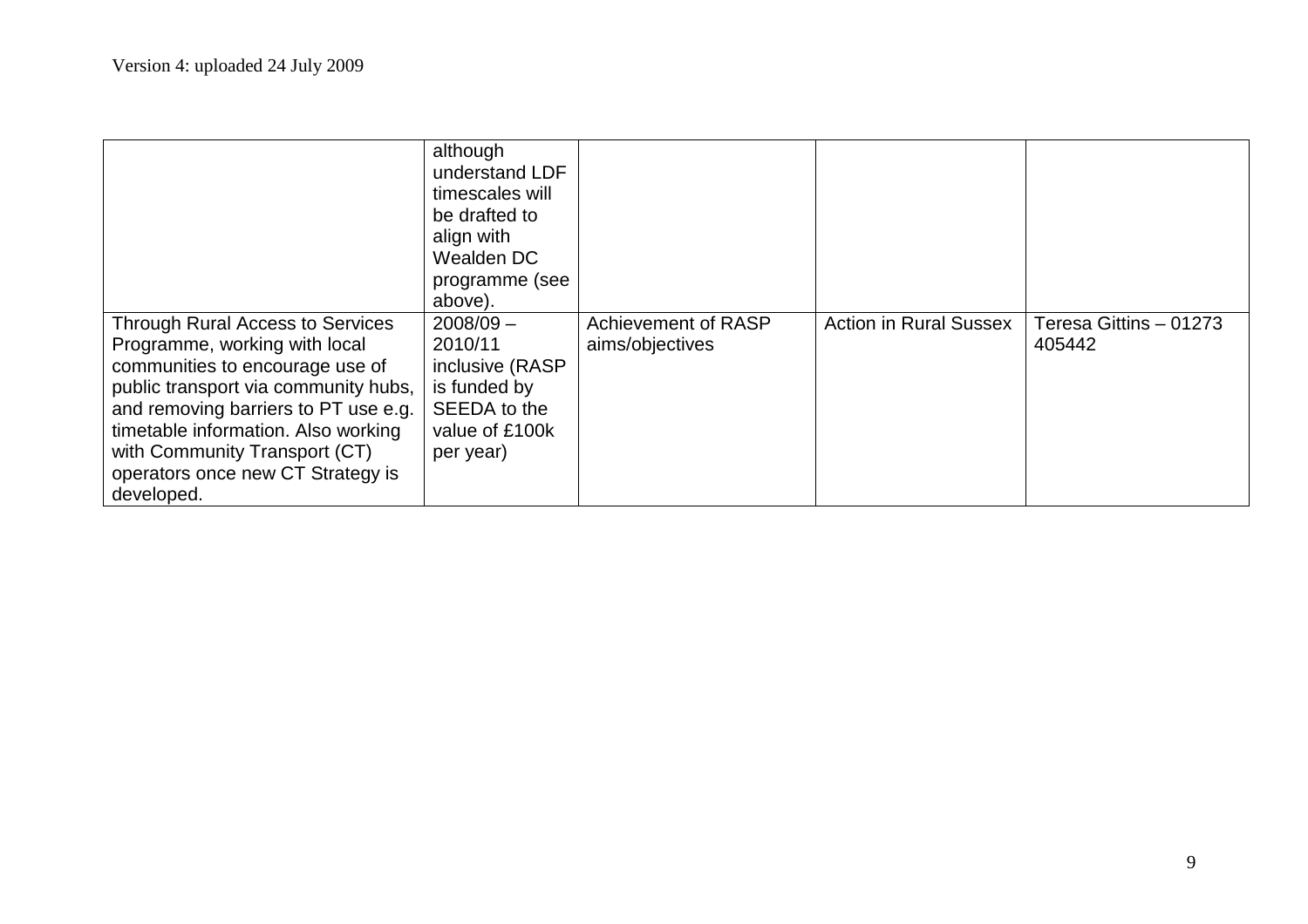| | | | | |
|---|---|---|---|---|
| | although understand LDF timescales will be drafted to align with Wealden DC programme (see above). | | | |
| Through Rural Access to Services Programme, working with local communities to encourage use of public transport via community hubs, and removing barriers to PT use e.g. timetable information. Also working with Community Transport (CT) operators once new CT Strategy is developed. | 2008/09 – 2010/11 inclusive (RASP is funded by SEEDA to the value of £100k per year) | Achievement of RASP aims/objectives | Action in Rural Sussex | Teresa Gittins – 01273 405442 |